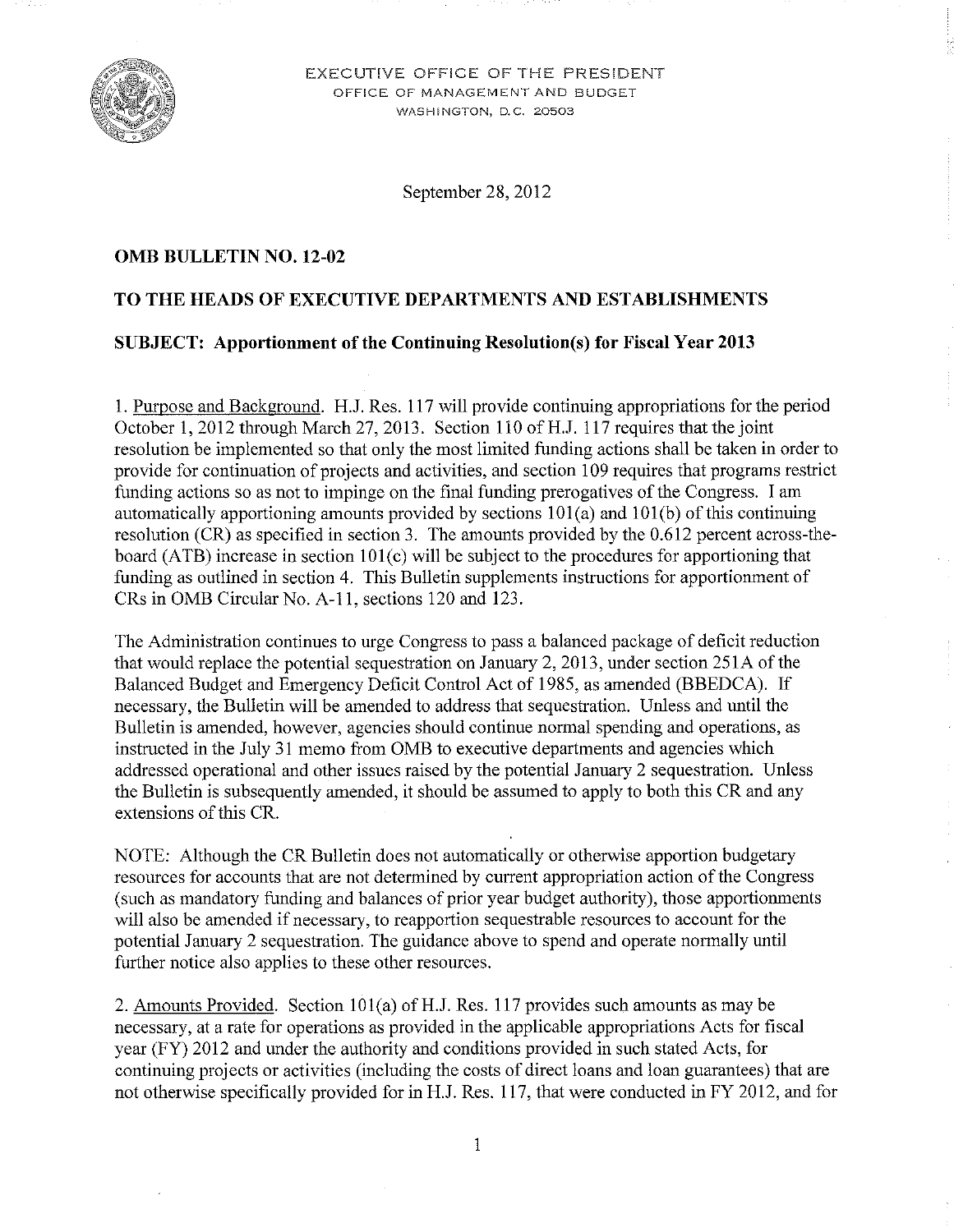EXECUTIVE OFFICE OF THE PRESIDENT
OFFICE OF MANAGEMENT AND BUDGET
WASHINGTON, D.C. 20503

September 28, 2012

**OMB BULLETIN NO. 12-02**

**TO THE HEADS OF EXECUTIVE DEPARTMENTS AND ESTABLISHMENTS**

**SUBJECT: Apportionment of the Continuing Resolution(s) for Fiscal Year 2013**

1. Purpose and Background. H.J. Res. 117 will provide continuing appropriations for the period October 1, 2012 through March 27, 2013. Section 110 of H.J. 117 requires that the joint resolution be implemented so that only the most limited funding actions shall be taken in order to provide for continuation of projects and activities, and section 109 requires that programs restrict funding actions so as not to impinge on the final funding prerogatives of the Congress. I am automatically apportioning amounts provided by sections 101(a) and 101(b) of this continuing resolution (CR) as specified in section 3. The amounts provided by the 0.612 percent across-the-board (ATB) increase in section 101(c) will be subject to the procedures for apportioning that funding as outlined in section 4. This Bulletin supplements instructions for apportionment of CRs in OMB Circular No. A-11, sections 120 and 123.

The Administration continues to urge Congress to pass a balanced package of deficit reduction that would replace the potential sequestration on January 2, 2013, under section 251A of the Balanced Budget and Emergency Deficit Control Act of 1985, as amended (BBEDCA). If necessary, the Bulletin will be amended to address that sequestration. Unless and until the Bulletin is amended, however, agencies should continue normal spending and operations, as instructed in the July 31 memo from OMB to executive departments and agencies which addressed operational and other issues raised by the potential January 2 sequestration. Unless the Bulletin is subsequently amended, it should be assumed to apply to both this CR and any extensions of this CR.

NOTE: Although the CR Bulletin does not automatically or otherwise apportion budgetary resources for accounts that are not determined by current appropriation action of the Congress (such as mandatory funding and balances of prior year budget authority), those apportionments will also be amended if necessary, to reapportion sequestrable resources to account for the potential January 2 sequestration. The guidance above to spend and operate normally until further notice also applies to these other resources.

2. Amounts Provided. Section 101(a) of H.J. Res. 117 provides such amounts as may be necessary, at a rate for operations as provided in the applicable appropriations Acts for fiscal year (FY) 2012 and under the authority and conditions provided in such stated Acts, for continuing projects or activities (including the costs of direct loans and loan guarantees) that are not otherwise specifically provided for in H.J. Res. 117, that were conducted in FY 2012, and for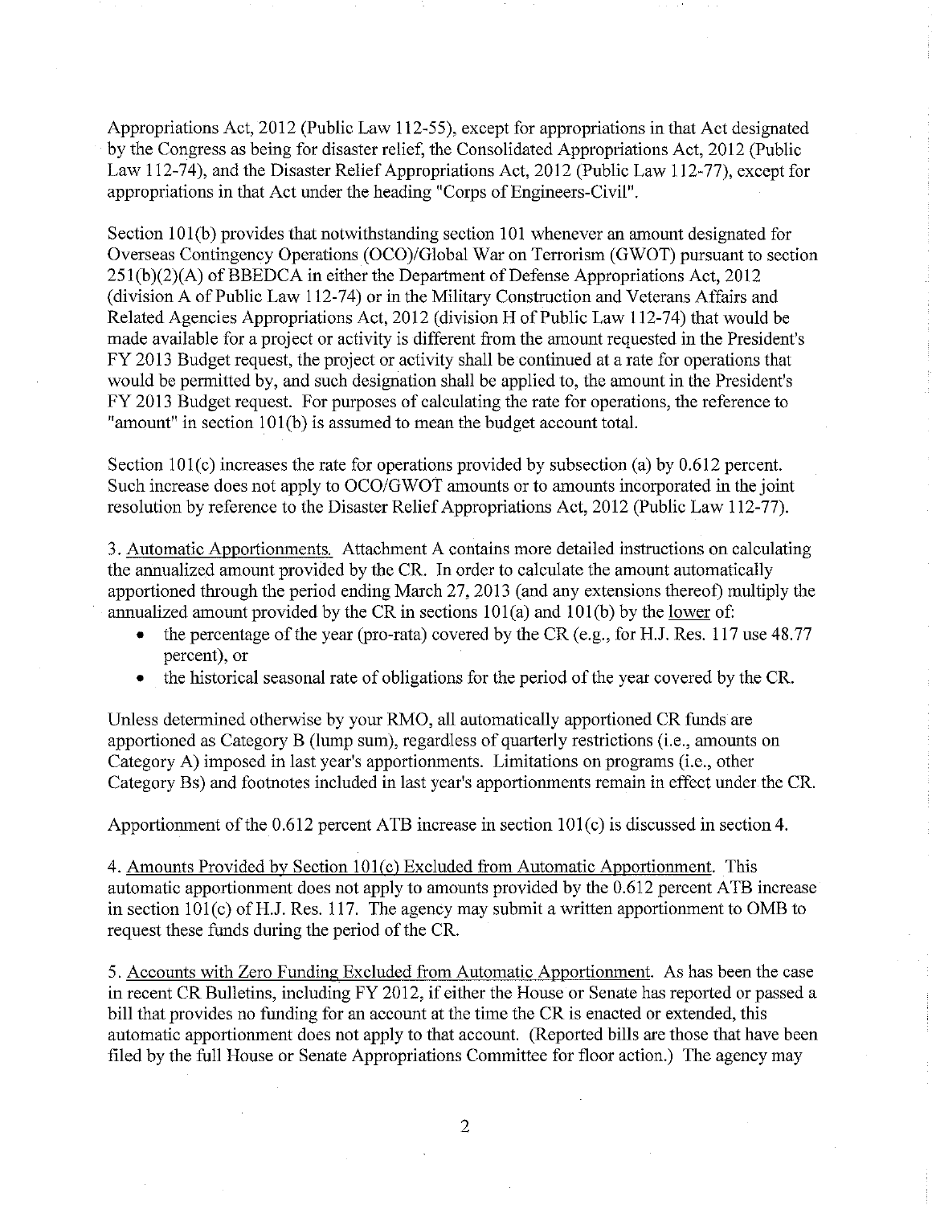Appropriations Act, 2012 (Public Law 112-55), except for appropriations in that Act designated by the Congress as being for disaster relief, the Consolidated Appropriations Act, 2012 (Public Law 112-74), and the Disaster Relief Appropriations Act, 2012 (Public Law 112-77), except for appropriations in that Act under the heading "Corps of Engineers-Civil".

Section 101(b) provides that notwithstanding section 101 whenever an amount designated for Overseas Contingency Operations (OCO)/Global War on Terrorism (GWOT) pursuant to section 251(b)(2)(A) of BBEDCA in either the Department of Defense Appropriations Act, 2012 (division A of Public Law 112-74) or in the Military Construction and Veterans Affairs and Related Agencies Appropriations Act, 2012 (division H of Public Law 112-74) that would be made available for a project or activity is different from the amount requested in the President's FY 2013 Budget request, the project or activity shall be continued at a rate for operations that would be permitted by, and such designation shall be applied to, the amount in the President's FY 2013 Budget request. For purposes of calculating the rate for operations, the reference to "amount" in section 101(b) is assumed to mean the budget account total.

Section 101(c) increases the rate for operations provided by subsection (a) by 0.612 percent. Such increase does not apply to OCO/GWOT amounts or to amounts incorporated in the joint resolution by reference to the Disaster Relief Appropriations Act, 2012 (Public Law 112-77).

3. <u>Automatic Apportionments.</u> Attachment A contains more detailed instructions on calculating the annualized amount provided by the CR. In order to calculate the amount automatically apportioned through the period ending March 27, 2013 (and any extensions thereof) multiply the annualized amount provided by the CR in sections 101(a) and 101(b) by the <u>lower</u> of:

- the percentage of the year (pro-rata) covered by the CR (e.g., for H.J. Res. 117 use 48.77 percent), or
- the historical seasonal rate of obligations for the period of the year covered by the CR.

Unless determined otherwise by your RMO, all automatically apportioned CR funds are apportioned as Category B (lump sum), regardless of quarterly restrictions (i.e., amounts on Category A) imposed in last year's apportionments. Limitations on programs (i.e., other Category Bs) and footnotes included in last year's apportionments remain in effect under the CR.

Apportionment of the 0.612 percent ATB increase in section 101(c) is discussed in section 4.

4. <u>Amounts Provided by Section 101(c) Excluded from Automatic Apportionment.</u> This automatic apportionment does not apply to amounts provided by the 0.612 percent ATB increase in section 101(c) of H.J. Res. 117. The agency may submit a written apportionment to OMB to request these funds during the period of the CR.

5. <u>Accounts with Zero Funding Excluded from Automatic Apportionment.</u> As has been the case in recent CR Bulletins, including FY 2012, if either the House or Senate has reported or passed a bill that provides no funding for an account at the time the CR is enacted or extended, this automatic apportionment does not apply to that account. (Reported bills are those that have been filed by the full House or Senate Appropriations Committee for floor action.) The agency may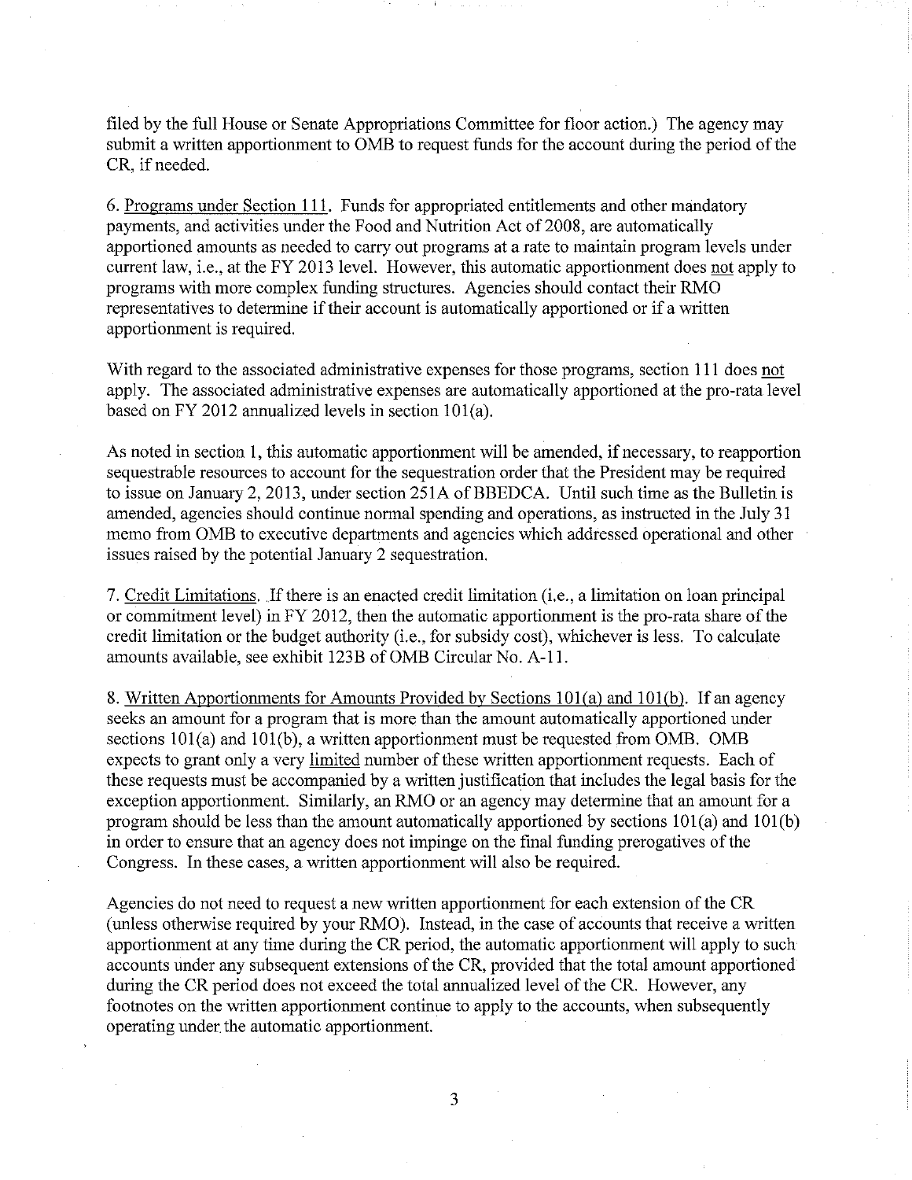filed by the full House or Senate Appropriations Committee for floor action.) The agency may submit a written apportionment to OMB to request funds for the account during the period of the CR, if needed.

6. Programs under Section 111. Funds for appropriated entitlements and other mandatory payments, and activities under the Food and Nutrition Act of 2008, are automatically apportioned amounts as needed to carry out programs at a rate to maintain program levels under current law, i.e., at the FY 2013 level. However, this automatic apportionment does not apply to programs with more complex funding structures. Agencies should contact their RMO representatives to determine if their account is automatically apportioned or if a written apportionment is required.

With regard to the associated administrative expenses for those programs, section 111 does not apply. The associated administrative expenses are automatically apportioned at the pro-rata level based on FY 2012 annualized levels in section 101(a).

As noted in section 1, this automatic apportionment will be amended, if necessary, to reapportion sequestrable resources to account for the sequestration order that the President may be required to issue on January 2, 2013, under section 251A of BBEDCA. Until such time as the Bulletin is amended, agencies should continue normal spending and operations, as instructed in the July 31 memo from OMB to executive departments and agencies which addressed operational and other issues raised by the potential January 2 sequestration.

7. Credit Limitations. If there is an enacted credit limitation (i.e., a limitation on loan principal or commitment level) in FY 2012, then the automatic apportionment is the pro-rata share of the credit limitation or the budget authority (i.e., for subsidy cost), whichever is less. To calculate amounts available, see exhibit 123B of OMB Circular No. A-11.

8. Written Apportionments for Amounts Provided by Sections 101(a) and 101(b). If an agency seeks an amount for a program that is more than the amount automatically apportioned under sections 101(a) and 101(b), a written apportionment must be requested from OMB. OMB expects to grant only a very limited number of these written apportionment requests. Each of these requests must be accompanied by a written justification that includes the legal basis for the exception apportionment. Similarly, an RMO or an agency may determine that an amount for a program should be less than the amount automatically apportioned by sections 101(a) and 101(b) in order to ensure that an agency does not impinge on the final funding prerogatives of the Congress. In these cases, a written apportionment will also be required.

Agencies do not need to request a new written apportionment for each extension of the CR (unless otherwise required by your RMO). Instead, in the case of accounts that receive a written apportionment at any time during the CR period, the automatic apportionment will apply to such accounts under any subsequent extensions of the CR, provided that the total amount apportioned during the CR period does not exceed the total annualized level of the CR. However, any footnotes on the written apportionment continue to apply to the accounts, when subsequently operating under the automatic apportionment.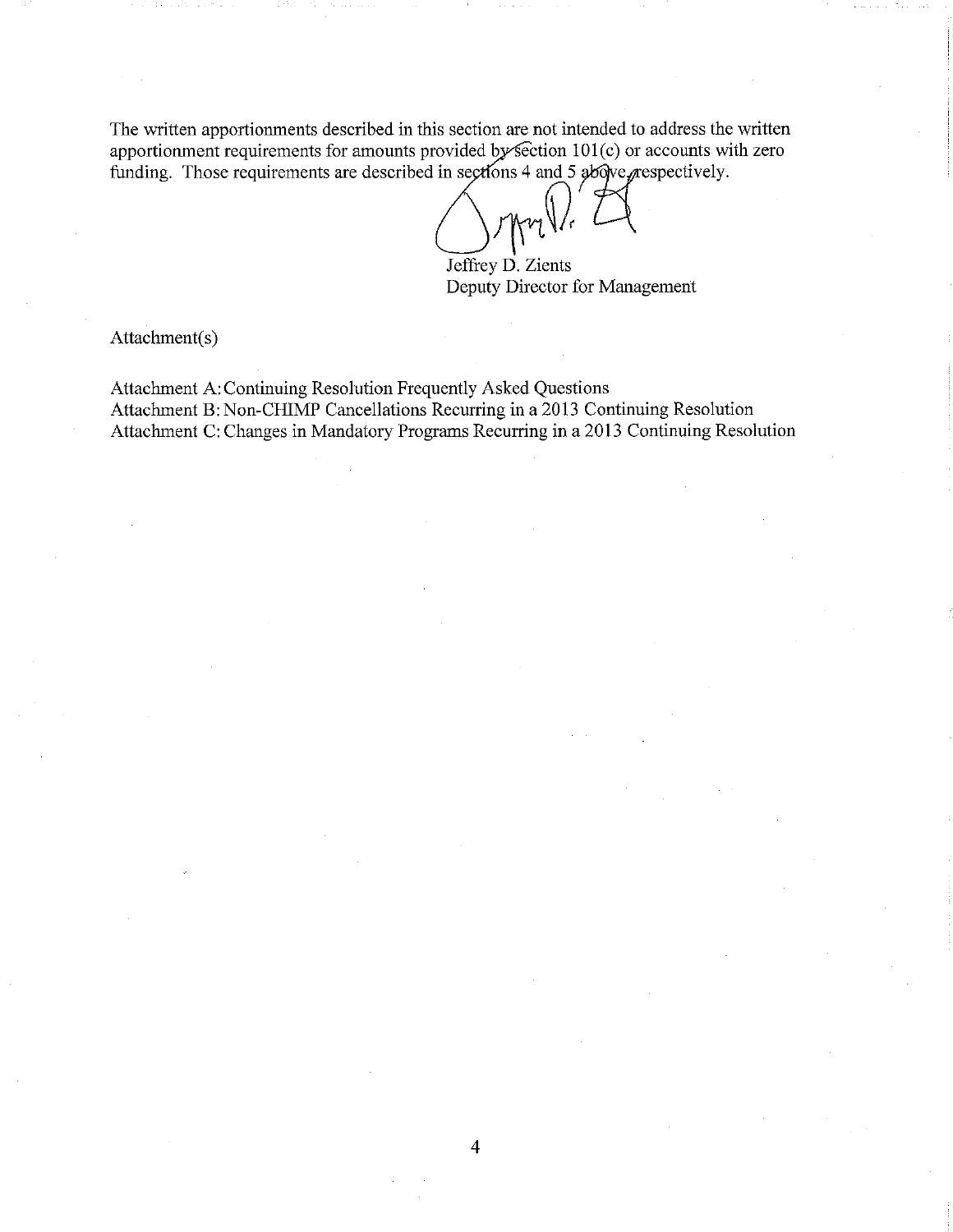The written apportionments described in this section are not intended to address the written apportionment requirements for amounts provided by section 101(c) or accounts with zero funding. Those requirements are described in sections 4 and 5 above, respectively.

Jeffrey D. Zients
Deputy Director for Management

Attachment(s)

Attachment A: Continuing Resolution Frequently Asked Questions
Attachment B: Non-CHIMP Cancellations Recurring in a 2013 Continuing Resolution
Attachment C: Changes in Mandatory Programs Recurring in a 2013 Continuing Resolution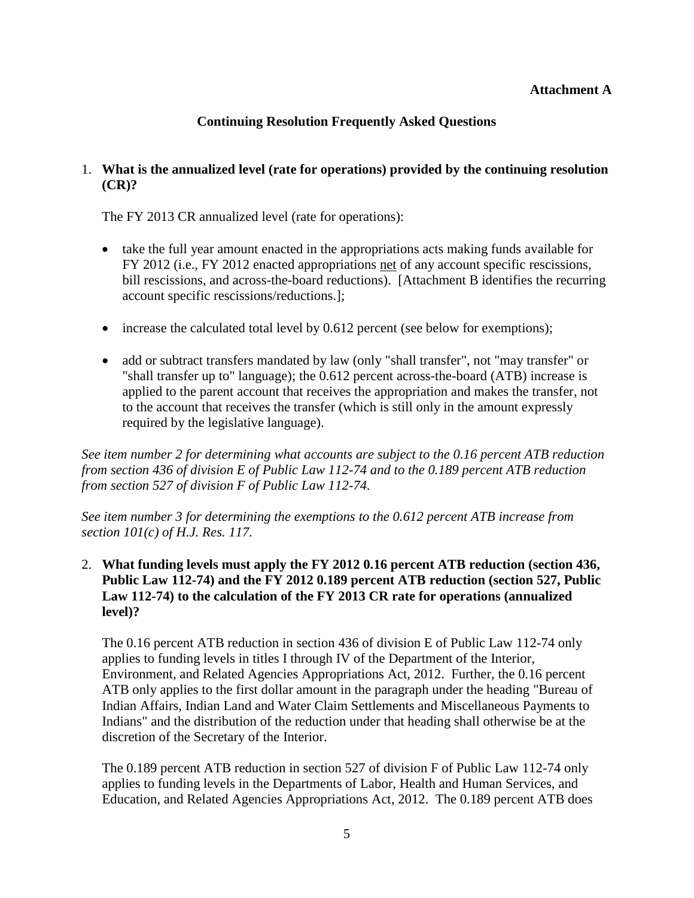**Attachment A**

## Continuing Resolution Frequently Asked Questions

1. **What is the annualized level (rate for operations) provided by the continuing resolution (CR)?**

   The FY 2013 CR annualized level (rate for operations):

   - take the full year amount enacted in the appropriations acts making funds available for FY 2012 (i.e., FY 2012 enacted appropriations net of any account specific rescissions, bill rescissions, and across-the-board reductions). [Attachment B identifies the recurring account specific rescissions/reductions.];
   - increase the calculated total level by 0.612 percent (see below for exemptions);
   - add or subtract transfers mandated by law (only "shall transfer", not "may transfer" or "shall transfer up to" language); the 0.612 percent across-the-board (ATB) increase is applied to the parent account that receives the appropriation and makes the transfer, not to the account that receives the transfer (which is still only in the amount expressly required by the legislative language).

*See item number 2 for determining what accounts are subject to the 0.16 percent ATB reduction from section 436 of division E of Public Law 112-74 and to the 0.189 percent ATB reduction from section 527 of division F of Public Law 112-74.*

*See item number 3 for determining the exemptions to the 0.612 percent ATB increase from section 101(c) of H.J. Res. 117.*

2. **What funding levels must apply the FY 2012 0.16 percent ATB reduction (section 436, Public Law 112-74) and the FY 2012 0.189 percent ATB reduction (section 527, Public Law 112-74) to the calculation of the FY 2013 CR rate for operations (annualized level)?**

   The 0.16 percent ATB reduction in section 436 of division E of Public Law 112-74 only applies to funding levels in titles I through IV of the Department of the Interior, Environment, and Related Agencies Appropriations Act, 2012. Further, the 0.16 percent ATB only applies to the first dollar amount in the paragraph under the heading "Bureau of Indian Affairs, Indian Land and Water Claim Settlements and Miscellaneous Payments to Indians" and the distribution of the reduction under that heading shall otherwise be at the discretion of the Secretary of the Interior.

   The 0.189 percent ATB reduction in section 527 of division F of Public Law 112-74 only applies to funding levels in the Departments of Labor, Health and Human Services, and Education, and Related Agencies Appropriations Act, 2012. The 0.189 percent ATB does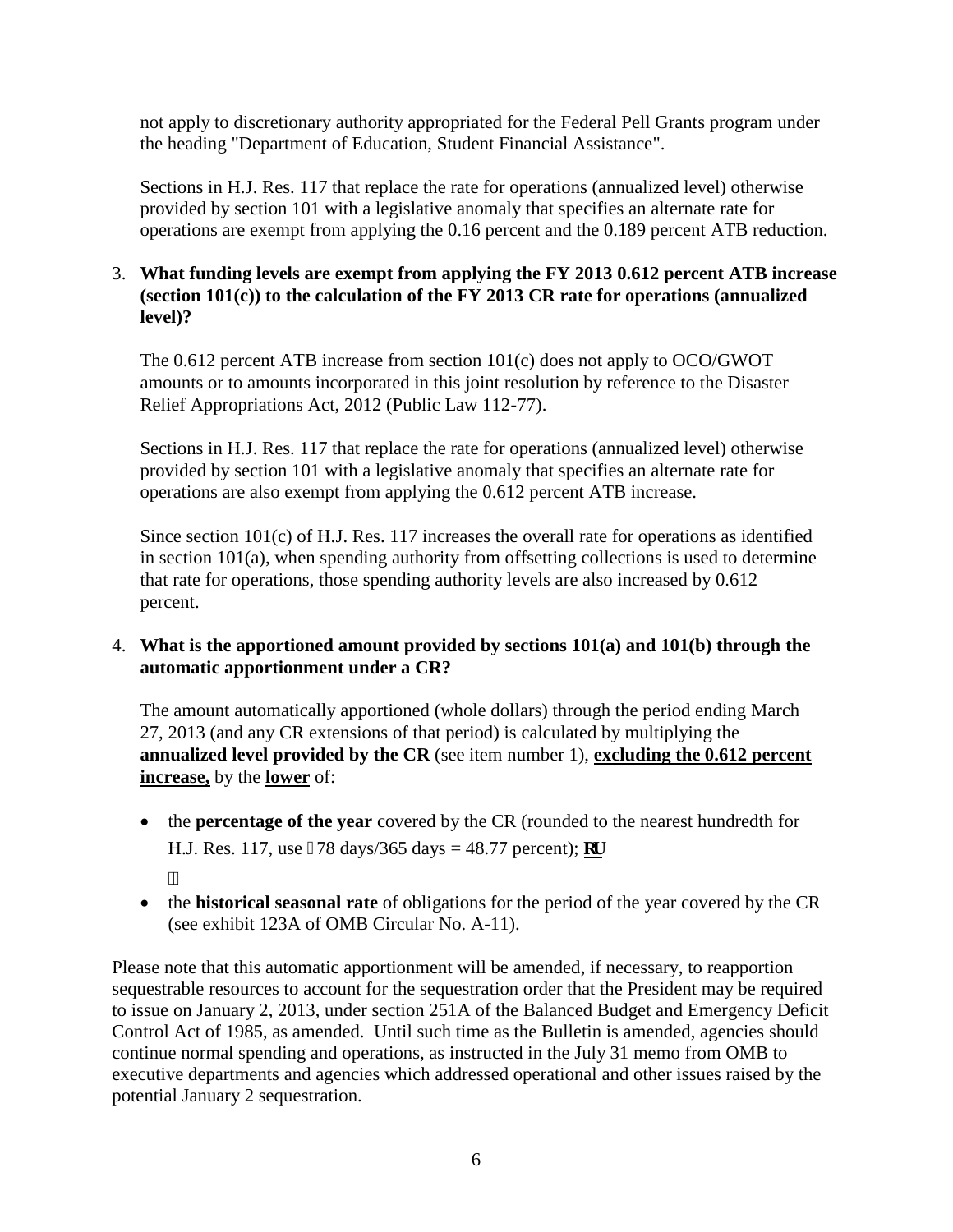not apply to discretionary authority appropriated for the Federal Pell Grants program under the heading "Department of Education, Student Financial Assistance".

Sections in H.J. Res. 117 that replace the rate for operations (annualized level) otherwise provided by section 101 with a legislative anomaly that specifies an alternate rate for operations are exempt from applying the 0.16 percent and the 0.189 percent ATB reduction.

3. **What funding levels are exempt from applying the FY 2013 0.612 percent ATB increase (section 101(c)) to the calculation of the FY 2013 CR rate for operations (annualized level)?**

   The 0.612 percent ATB increase from section 101(c) does not apply to OCO/GWOT amounts or to amounts incorporated in this joint resolution by reference to the Disaster Relief Appropriations Act, 2012 (Public Law 112-77).

   Sections in H.J. Res. 117 that replace the rate for operations (annualized level) otherwise provided by section 101 with a legislative anomaly that specifies an alternate rate for operations are also exempt from applying the 0.612 percent ATB increase.

   Since section 101(c) of H.J. Res. 117 increases the overall rate for operations as identified in section 101(a), when spending authority from offsetting collections is used to determine that rate for operations, those spending authority levels are also increased by 0.612 percent.

4. **What is the apportioned amount provided by sections 101(a) and 101(b) through the automatic apportionment under a CR?**

   The amount automatically apportioned (whole dollars) through the period ending March 27, 2013 (and any CR extensions of that period) is calculated by multiplying the **annualized level provided by the CR** (see item number 1), **excluding the 0.612 percent increase,** by the **lower** of:

   - the **percentage of the year** covered by the CR (rounded to the nearest hundredth for H.J. Res. 117, use 178 days/365 days = 48.77 percent); **or**
   - the **historical seasonal rate** of obligations for the period of the year covered by the CR (see exhibit 123A of OMB Circular No. A-11).

Please note that this automatic apportionment will be amended, if necessary, to reapportion sequestrable resources to account for the sequestration order that the President may be required to issue on January 2, 2013, under section 251A of the Balanced Budget and Emergency Deficit Control Act of 1985, as amended. Until such time as the Bulletin is amended, agencies should continue normal spending and operations, as instructed in the July 31 memo from OMB to executive departments and agencies which addressed operational and other issues raised by the potential January 2 sequestration.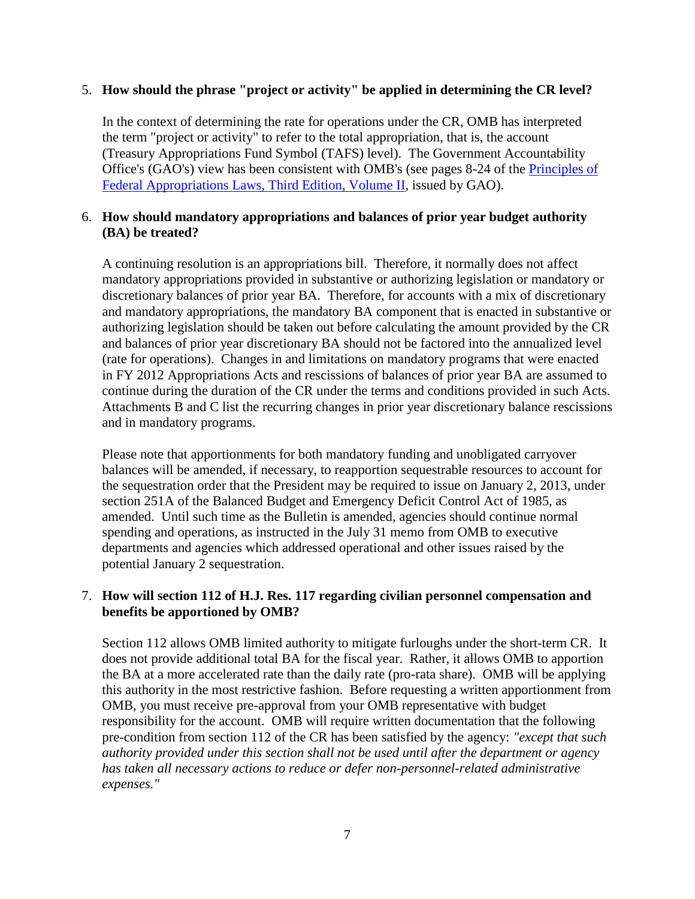5. **How should the phrase "project or activity" be applied in determining the CR level?**

   In the context of determining the rate for operations under the CR, OMB has interpreted the term "project or activity" to refer to the total appropriation, that is, the account (Treasury Appropriations Fund Symbol (TAFS) level). The Government Accountability Office's (GAO's) view has been consistent with OMB's (see pages 8-24 of the [Principles of Federal Appropriations Laws, Third Edition, Volume II](), issued by GAO).

6. **How should mandatory appropriations and balances of prior year budget authority (BA) be treated?**

   A continuing resolution is an appropriations bill. Therefore, it normally does not affect mandatory appropriations provided in substantive or authorizing legislation or mandatory or discretionary balances of prior year BA. Therefore, for accounts with a mix of discretionary and mandatory appropriations, the mandatory BA component that is enacted in substantive or authorizing legislation should be taken out before calculating the amount provided by the CR and balances of prior year discretionary BA should not be factored into the annualized level (rate for operations). Changes in and limitations on mandatory programs that were enacted in FY 2012 Appropriations Acts and rescissions of balances of prior year BA are assumed to continue during the duration of the CR under the terms and conditions provided in such Acts. Attachments B and C list the recurring changes in prior year discretionary balance rescissions and in mandatory programs.

   Please note that apportionments for both mandatory funding and unobligated carryover balances will be amended, if necessary, to reapportion sequestrable resources to account for the sequestration order that the President may be required to issue on January 2, 2013, under section 251A of the Balanced Budget and Emergency Deficit Control Act of 1985, as amended. Until such time as the Bulletin is amended, agencies should continue normal spending and operations, as instructed in the July 31 memo from OMB to executive departments and agencies which addressed operational and other issues raised by the potential January 2 sequestration.

7. **How will section 112 of H.J. Res. 117 regarding civilian personnel compensation and benefits be apportioned by OMB?**

   Section 112 allows OMB limited authority to mitigate furloughs under the short-term CR. It does not provide additional total BA for the fiscal year. Rather, it allows OMB to apportion the BA at a more accelerated rate than the daily rate (pro-rata share). OMB will be applying this authority in the most restrictive fashion. Before requesting a written apportionment from OMB, you must receive pre-approval from your OMB representative with budget responsibility for the account. OMB will require written documentation that the following pre-condition from section 112 of the CR has been satisfied by the agency: *"except that such authority provided under this section shall not be used until after the department or agency has taken all necessary actions to reduce or defer non-personnel-related administrative expenses."*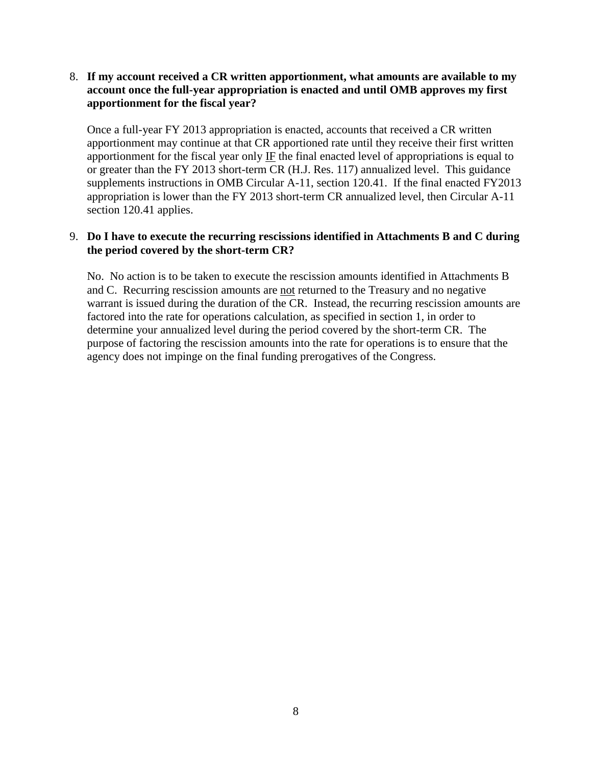8. **If my account received a CR written apportionment, what amounts are available to my account once the full-year appropriation is enacted and until OMB approves my first apportionment for the fiscal year?**

   Once a full-year FY 2013 appropriation is enacted, accounts that received a CR written apportionment may continue at that CR apportioned rate until they receive their first written apportionment for the fiscal year only IF the final enacted level of appropriations is equal to or greater than the FY 2013 short-term CR (H.J. Res. 117) annualized level. This guidance supplements instructions in OMB Circular A-11, section 120.41. If the final enacted FY2013 appropriation is lower than the FY 2013 short-term CR annualized level, then Circular A-11 section 120.41 applies.

9. **Do I have to execute the recurring rescissions identified in Attachments B and C during the period covered by the short-term CR?**

   No. No action is to be taken to execute the rescission amounts identified in Attachments B and C. Recurring rescission amounts are not returned to the Treasury and no negative warrant is issued during the duration of the CR. Instead, the recurring rescission amounts are factored into the rate for operations calculation, as specified in section 1, in order to determine your annualized level during the period covered by the short-term CR. The purpose of factoring the rescission amounts into the rate for operations is to ensure that the agency does not impinge on the final funding prerogatives of the Congress.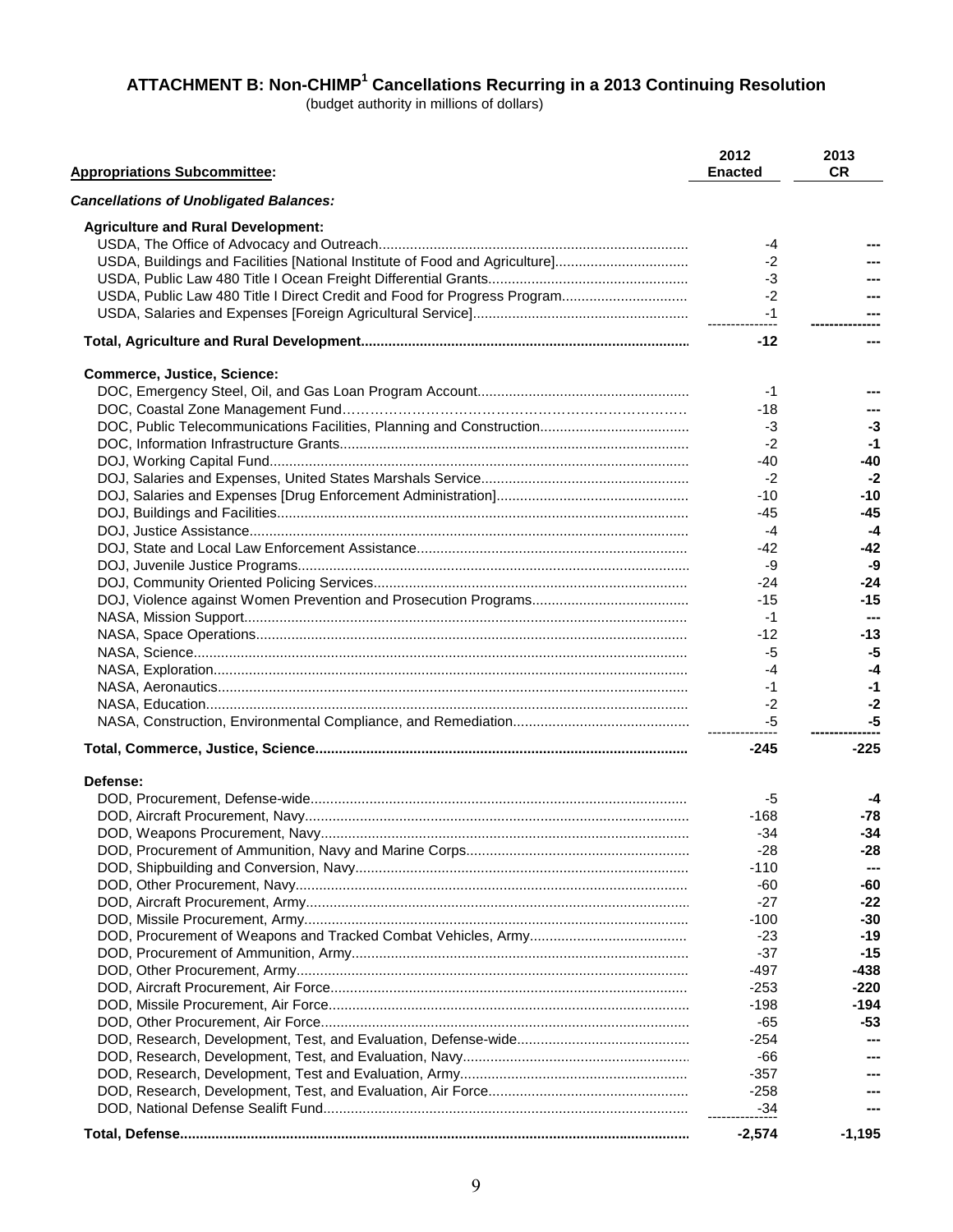## ATTACHMENT B: Non-CHIMP[1] Cancellations Recurring in a 2013 Continuing Resolution

(budget authority in millions of dollars)

| Appropriations Subcommittee: | 2012 Enacted | 2013 CR |
|---|---|---|
| ***Cancellations of Unobligated Balances:*** | | |
| **Agriculture and Rural Development:** | | |
| USDA, The Office of Advocacy and Outreach | -4 | --- |
| USDA, Buildings and Facilities [National Institute of Food and Agriculture] | -2 | --- |
| USDA, Public Law 480 Title I Ocean Freight Differential Grants | -3 | --- |
| USDA, Public Law 480 Title I Direct Credit and Food for Progress Program | -2 | --- |
| USDA, Salaries and Expenses [Foreign Agricultural Service] | -1 | --- |
| **Total, Agriculture and Rural Development** | **-12** | **---** |
| **Commerce, Justice, Science:** | | |
| DOC, Emergency Steel, Oil, and Gas Loan Program Account | -1 | --- |
| DOC, Coastal Zone Management Fund | -18 | --- |
| DOC, Public Telecommunications Facilities, Planning and Construction | -3 | -3 |
| DOC, Information Infrastructure Grants | -2 | -1 |
| DOJ, Working Capital Fund | -40 | -40 |
| DOJ, Salaries and Expenses, United States Marshals Service | -2 | -2 |
| DOJ, Salaries and Expenses [Drug Enforcement Administration] | -10 | -10 |
| DOJ, Buildings and Facilities | -45 | -45 |
| DOJ, Justice Assistance | -4 | -4 |
| DOJ, State and Local Law Enforcement Assistance | -42 | -42 |
| DOJ, Juvenile Justice Programs | -9 | -9 |
| DOJ, Community Oriented Policing Services | -24 | -24 |
| DOJ, Violence against Women Prevention and Prosecution Programs | -15 | -15 |
| NASA, Mission Support | -1 | --- |
| NASA, Space Operations | -12 | -13 |
| NASA, Science | -5 | -5 |
| NASA, Exploration | -4 | -4 |
| NASA, Aeronautics | -1 | -1 |
| NASA, Education | -2 | -2 |
| NASA, Construction, Environmental Compliance, and Remediation | -5 | -5 |
| **Total, Commerce, Justice, Science** | **-245** | **-225** |
| **Defense:** | | |
| DOD, Procurement, Defense-wide | -5 | -4 |
| DOD, Aircraft Procurement, Navy | -168 | -78 |
| DOD, Weapons Procurement, Navy | -34 | -34 |
| DOD, Procurement of Ammunition, Navy and Marine Corps | -28 | -28 |
| DOD, Shipbuilding and Conversion, Navy | -110 | --- |
| DOD, Other Procurement, Navy | -60 | -60 |
| DOD, Aircraft Procurement, Army | -27 | -22 |
| DOD, Missile Procurement, Army | -100 | -30 |
| DOD, Procurement of Weapons and Tracked Combat Vehicles, Army | -23 | -19 |
| DOD, Procurement of Ammunition, Army | -37 | -15 |
| DOD, Other Procurement, Army | -497 | -438 |
| DOD, Aircraft Procurement, Air Force | -253 | -220 |
| DOD, Missile Procurement, Air Force | -198 | -194 |
| DOD, Other Procurement, Air Force | -65 | -53 |
| DOD, Research, Development, Test, and Evaluation, Defense-wide | -254 | --- |
| DOD, Research, Development, Test, and Evaluation, Navy | -66 | --- |
| DOD, Research, Development, Test and Evaluation, Army | -357 | --- |
| DOD, Research, Development, Test, and Evaluation, Air Force | -258 | --- |
| DOD, National Defense Sealift Fund | -34 | --- |
| **Total, Defense** | **-2,574** | **-1,195** |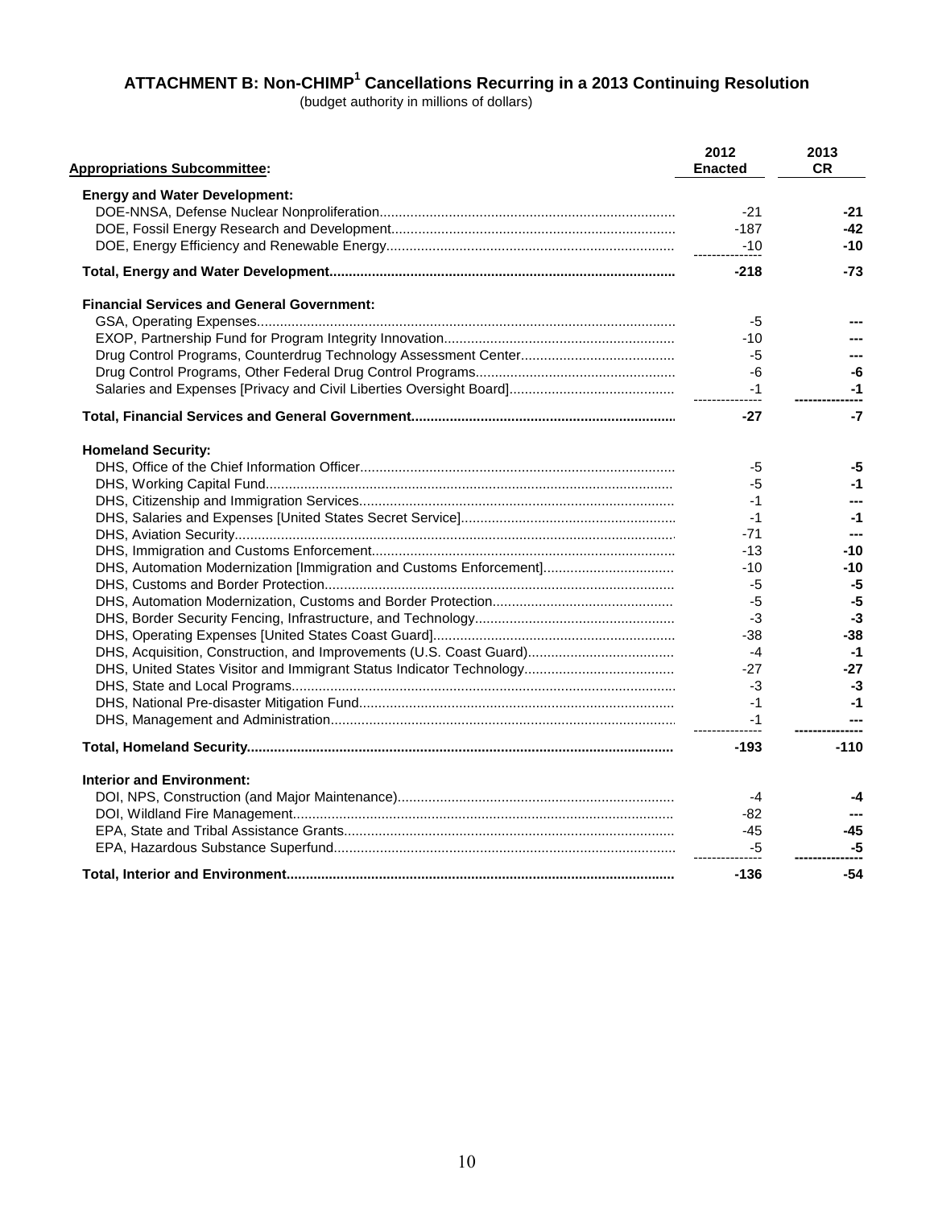## ATTACHMENT B: Non-CHIMP[1] Cancellations Recurring in a 2013 Continuing Resolution

(budget authority in millions of dollars)

| Appropriations Subcommittee: | 2012 Enacted | 2013 CR |
|---|---|---|
| **Energy and Water Development:** | | |
| DOE-NNSA, Defense Nuclear Nonproliferation | -21 | **-21** |
| DOE, Fossil Energy Research and Development | -187 | **-42** |
| DOE, Energy Efficiency and Renewable Energy | -10 | **-10** |
| **Total, Energy and Water Development** | **-218** | **-73** |
| **Financial Services and General Government:** | | |
| GSA, Operating Expenses | -5 | **---** |
| EXOP, Partnership Fund for Program Integrity Innovation | -10 | **---** |
| Drug Control Programs, Counterdrug Technology Assessment Center | -5 | **---** |
| Drug Control Programs, Other Federal Drug Control Programs | -6 | **-6** |
| Salaries and Expenses [Privacy and Civil Liberties Oversight Board] | -1 | **-1** |
| **Total, Financial Services and General Government** | **-27** | **-7** |
| **Homeland Security:** | | |
| DHS, Office of the Chief Information Officer | -5 | **-5** |
| DHS, Working Capital Fund | -5 | **-1** |
| DHS, Citizenship and Immigration Services | -1 | **---** |
| DHS, Salaries and Expenses [United States Secret Service] | -1 | **-1** |
| DHS, Aviation Security | -71 | **---** |
| DHS, Immigration and Customs Enforcement | -13 | **-10** |
| DHS, Automation Modernization [Immigration and Customs Enforcement] | -10 | **-10** |
| DHS, Customs and Border Protection | -5 | **-5** |
| DHS, Automation Modernization, Customs and Border Protection | -5 | **-5** |
| DHS, Border Security Fencing, Infrastructure, and Technology | -3 | **-3** |
| DHS, Operating Expenses [United States Coast Guard] | -38 | **-38** |
| DHS, Acquisition, Construction, and Improvements (U.S. Coast Guard) | -4 | **-1** |
| DHS, United States Visitor and Immigrant Status Indicator Technology | -27 | **-27** |
| DHS, State and Local Programs | -3 | **-3** |
| DHS, National Pre-disaster Mitigation Fund | -1 | **-1** |
| DHS, Management and Administration | -1 | **---** |
| **Total, Homeland Security** | **-193** | **-110** |
| **Interior and Environment:** | | |
| DOI, NPS, Construction (and Major Maintenance) | -4 | **-4** |
| DOI, Wildland Fire Management | -82 | **---** |
| EPA, State and Tribal Assistance Grants | -45 | **-45** |
| EPA, Hazardous Substance Superfund | -5 | **-5** |
| **Total, Interior and Environment** | **-136** | **-54** |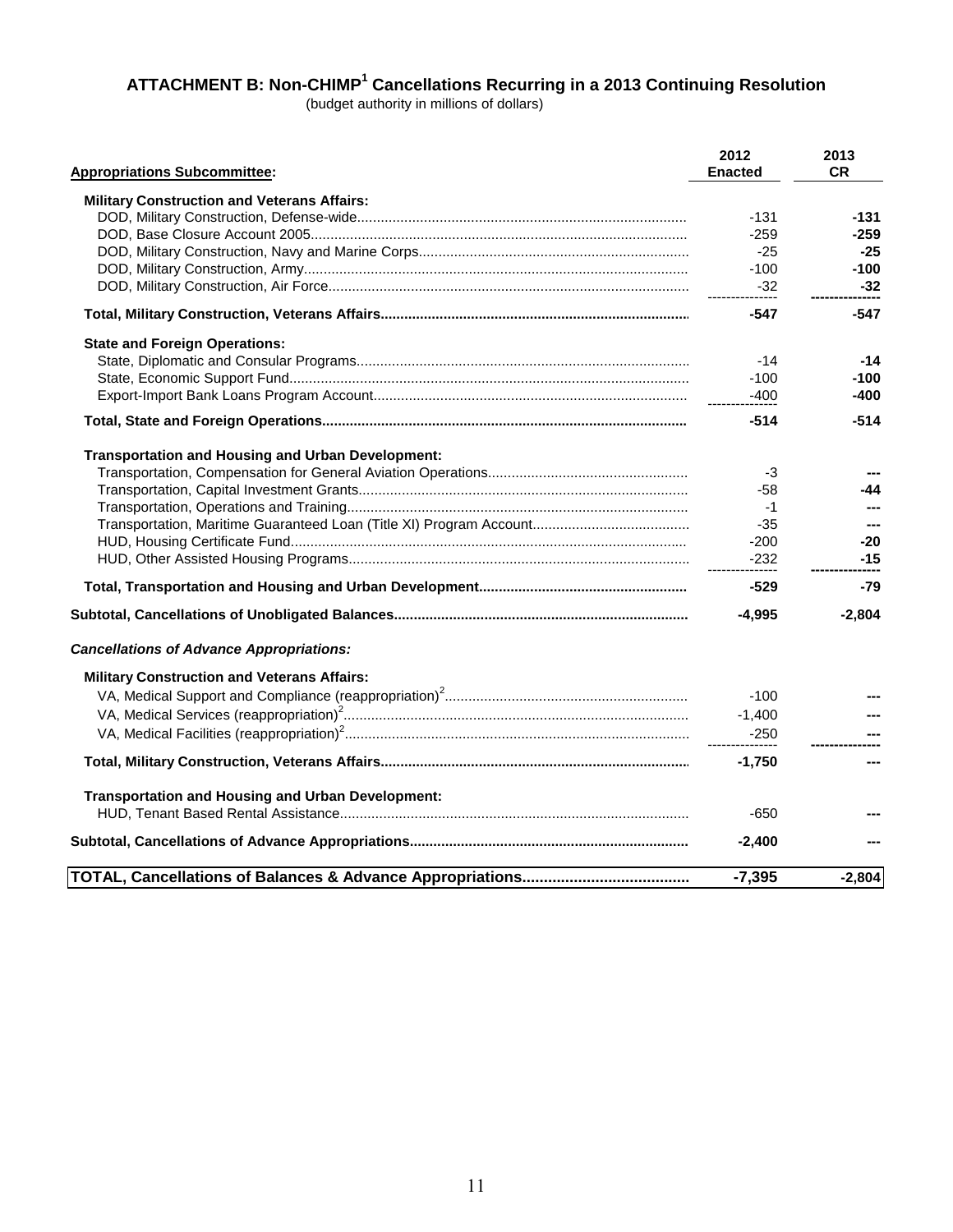## ATTACHMENT B: Non-CHIMP[1] Cancellations Recurring in a 2013 Continuing Resolution

(budget authority in millions of dollars)

| Appropriations Subcommittee: | 2012 Enacted | 2013 CR |
|---|---|---|
| **Military Construction and Veterans Affairs:** | | |
| DOD, Military Construction, Defense-wide | -131 | **-131** |
| DOD, Base Closure Account 2005 | -259 | **-259** |
| DOD, Military Construction, Navy and Marine Corps | -25 | **-25** |
| DOD, Military Construction, Army | -100 | **-100** |
| DOD, Military Construction, Air Force | -32 | **-32** |
| **Total, Military Construction, Veterans Affairs** | **-547** | **-547** |
| **State and Foreign Operations:** | | |
| State, Diplomatic and Consular Programs | -14 | **-14** |
| State, Economic Support Fund | -100 | **-100** |
| Export-Import Bank Loans Program Account | -400 | **-400** |
| **Total, State and Foreign Operations** | **-514** | **-514** |
| **Transportation and Housing and Urban Development:** | | |
| Transportation, Compensation for General Aviation Operations | -3 | **---** |
| Transportation, Capital Investment Grants | -58 | **-44** |
| Transportation, Operations and Training | -1 | **---** |
| Transportation, Maritime Guaranteed Loan (Title XI) Program Account | -35 | **---** |
| HUD, Housing Certificate Fund | -200 | **-20** |
| HUD, Other Assisted Housing Programs | -232 | **-15** |
| **Total, Transportation and Housing and Urban Development** | **-529** | **-79** |
| **Subtotal, Cancellations of Unobligated Balances** | **-4,995** | **-2,804** |
| ***Cancellations of Advance Appropriations:*** | | |
| **Military Construction and Veterans Affairs:** | | |
| VA, Medical Support and Compliance (reappropriation)[2] | -100 | **---** |
| VA, Medical Services (reappropriation)[2] | -1,400 | **---** |
| VA, Medical Facilities (reappropriation)[2] | -250 | **---** |
| **Total, Military Construction, Veterans Affairs** | **-1,750** | **---** |
| **Transportation and Housing and Urban Development:** | | |
| HUD, Tenant Based Rental Assistance | -650 | **---** |
| **Subtotal, Cancellations of Advance Appropriations** | **-2,400** | **---** |
| **TOTAL, Cancellations of Balances & Advance Appropriations** | **-7,395** | **-2,804** |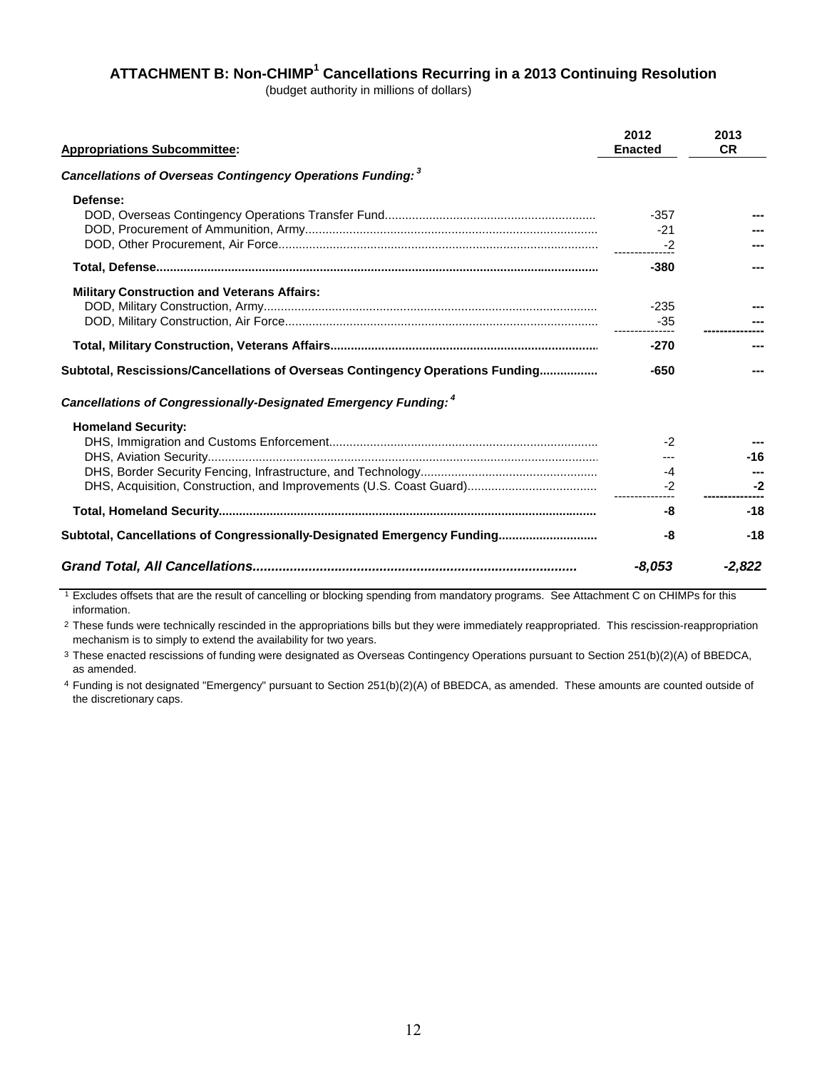## ATTACHMENT B: Non-CHIMP[1] Cancellations Recurring in a 2013 Continuing Resolution

(budget authority in millions of dollars)

| Appropriations Subcommittee: | 2012 Enacted | 2013 CR |
|---|---|---|
| ***Cancellations of Overseas Contingency Operations Funding:*** [3] | | |
| **Defense:** | | |
| DOD, Overseas Contingency Operations Transfer Fund | -357 | --- |
| DOD, Procurement of Ammunition, Army | -21 | --- |
| DOD, Other Procurement, Air Force | -2 | --- |
| **Total, Defense** | **-380** | **---** |
| **Military Construction and Veterans Affairs:** | | |
| DOD, Military Construction, Army | -235 | --- |
| DOD, Military Construction, Air Force | -35 | --- |
| **Total, Military Construction, Veterans Affairs** | **-270** | **---** |
| **Subtotal, Rescissions/Cancellations of Overseas Contingency Operations Funding** | **-650** | **---** |
| ***Cancellations of Congressionally-Designated Emergency Funding:*** [4] | | |
| **Homeland Security:** | | |
| DHS, Immigration and Customs Enforcement | -2 | --- |
| DHS, Aviation Security | --- | -16 |
| DHS, Border Security Fencing, Infrastructure, and Technology | -4 | --- |
| DHS, Acquisition, Construction, and Improvements (U.S. Coast Guard) | -2 | -2 |
| **Total, Homeland Security** | **-8** | **-18** |
| **Subtotal, Cancellations of Congressionally-Designated Emergency Funding** | **-8** | **-18** |
| ***Grand Total, All Cancellations*** | ***-8,053*** | ***-2,822*** |

[1] Excludes offsets that are the result of cancelling or blocking spending from mandatory programs. See Attachment C on CHIMPs for this information.

[2] These funds were technically rescinded in the appropriations bills but they were immediately reappropriated. This rescission-reappropriation mechanism is to simply to extend the availability for two years.

[3] These enacted rescissions of funding were designated as Overseas Contingency Operations pursuant to Section 251(b)(2)(A) of BBEDCA, as amended.

[4] Funding is not designated "Emergency" pursuant to Section 251(b)(2)(A) of BBEDCA, as amended. These amounts are counted outside of the discretionary caps.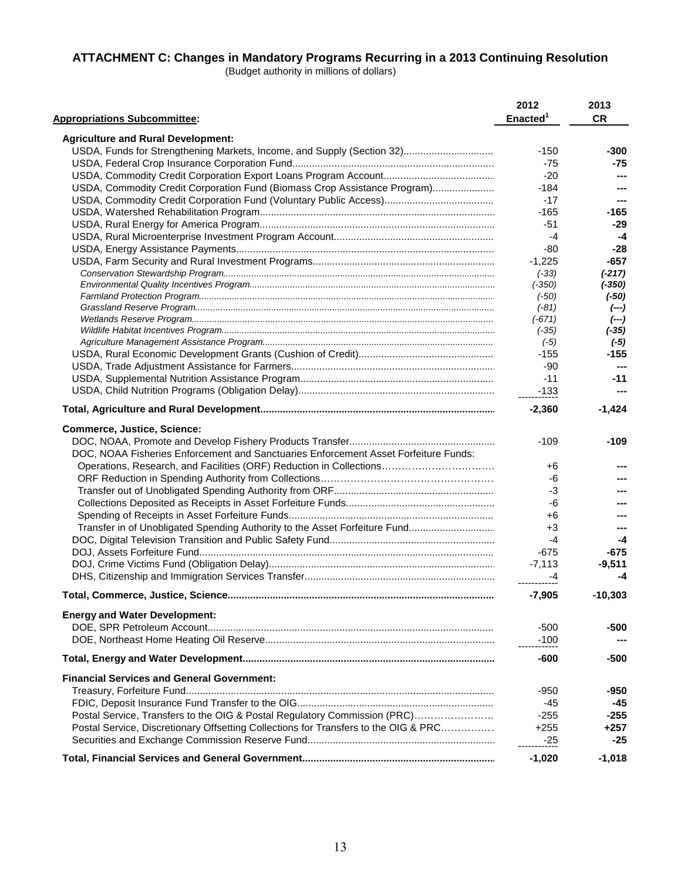**ATTACHMENT C: Changes in Mandatory Programs Recurring in a 2013 Continuing Resolution**

(Budget authority in millions of dollars)

| Appropriations Subcommittee: | 2012 Enacted[1] | 2013 CR |
|---|---|---|
| **Agriculture and Rural Development:** | | |
| USDA, Funds for Strengthening Markets, Income, and Supply (Section 32) | -150 | **-300** |
| USDA, Federal Crop Insurance Corporation Fund | -75 | **-75** |
| USDA, Commodity Credit Corporation Export Loans Program Account | -20 | **---** |
| USDA, Commodity Credit Corporation Fund (Biomass Crop Assistance Program) | -184 | **---** |
| USDA, Commodity Credit Corporation Fund (Voluntary Public Access) | -17 | **---** |
| USDA, Watershed Rehabilitation Program | -165 | **-165** |
| USDA, Rural Energy for America Program | -51 | **-29** |
| USDA, Rural Microenterprise Investment Program Account | -4 | **-4** |
| USDA, Energy Assistance Payments | -80 | **-28** |
| USDA, Farm Security and Rural Investment Programs | -1,225 | **-657** |
| *Conservation Stewardship Program* | *(-33)* | ***(-217)*** |
| *Environmental Quality Incentives Program* | *(-350)* | ***(-350)*** |
| *Farmland Protection Program* | *(-50)* | ***(-50)*** |
| *Grassland Reserve Program* | *(-81)* | ***(---)*** |
| *Wetlands Reserve Program* | *(-671)* | ***(---)*** |
| *Wildlife Habitat Incentives Program* | *(-35)* | ***(-35)*** |
| *Agriculture Management Assistance Program* | *(-5)* | ***(-5)*** |
| USDA, Rural Economic Development Grants (Cushion of Credit) | -155 | **-155** |
| USDA, Trade Adjustment Assistance for Farmers | -90 | **---** |
| USDA, Supplemental Nutrition Assistance Program | -11 | **-11** |
| USDA, Child Nutrition Programs (Obligation Delay) | -133 | **---** |
| **Total, Agriculture and Rural Development** | **-2,360** | **-1,424** |
| **Commerce, Justice, Science:** | | |
| DOC, NOAA, Promote and Develop Fishery Products Transfer | -109 | **-109** |
| DOC, NOAA Fisheries Enforcement and Sanctuaries Enforcement Asset Forfeiture Funds: | | |
| Operations, Research, and Facilities (ORF) Reduction in Collections | +6 | **---** |
| ORF Reduction in Spending Authority from Collections | -6 | **---** |
| Transfer out of Unobligated Spending Authority from ORF | -3 | **---** |
| Collections Deposited as Receipts in Asset Forfeiture Funds | -6 | **---** |
| Spending of Receipts in Asset Forfeiture Funds | +6 | **---** |
| Transfer in of Unobligated Spending Authority to the Asset Forfeiture Fund | +3 | **---** |
| DOC, Digital Television Transition and Public Safety Fund | -4 | **-4** |
| DOJ, Assets Forfeiture Fund | -675 | **-675** |
| DOJ, Crime Victims Fund (Obligation Delay) | -7,113 | **-9,511** |
| DHS, Citizenship and Immigration Services Transfer | -4 | **-4** |
| **Total, Commerce, Justice, Science** | **-7,905** | **-10,303** |
| **Energy and Water Development:** | | |
| DOE, SPR Petroleum Account | -500 | **-500** |
| DOE, Northeast Home Heating Oil Reserve | -100 | **---** |
| **Total, Energy and Water Development** | **-600** | **-500** |
| **Financial Services and General Government:** | | |
| Treasury, Forfeiture Fund | -950 | **-950** |
| FDIC, Deposit Insurance Fund Transfer to the OIG | -45 | **-45** |
| Postal Service, Transfers to the OIG & Postal Regulatory Commission (PRC) | -255 | **-255** |
| Postal Service, Discretionary Offsetting Collections for Transfers to the OIG & PRC | +255 | **+257** |
| Securities and Exchange Commission Reserve Fund | -25 | **-25** |
| **Total, Financial Services and General Government** | **-1,020** | **-1,018** |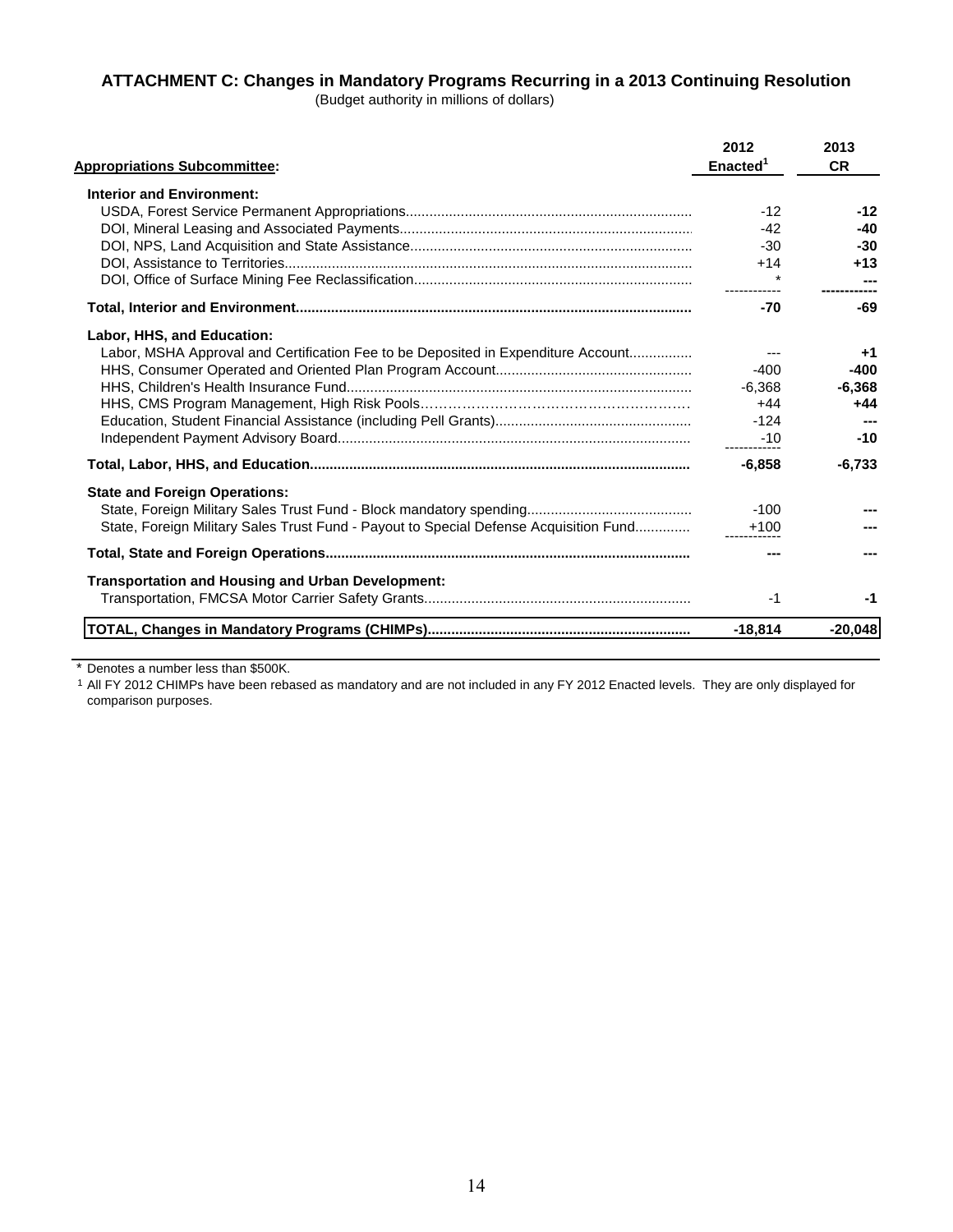### ATTACHMENT C: Changes in Mandatory Programs Recurring in a 2013 Continuing Resolution

(Budget authority in millions of dollars)

| Appropriations Subcommittee: | 2012 Enacted[1] | 2013 CR |
|---|---|---|
| **Interior and Environment:** | | |
| USDA, Forest Service Permanent Appropriations | -12 | **-12** |
| DOI, Mineral Leasing and Associated Payments | -42 | **-40** |
| DOI, NPS, Land Acquisition and State Assistance | -30 | **-30** |
| DOI, Assistance to Territories | +14 | **+13** |
| DOI, Office of Surface Mining Fee Reclassification | * | **---** |
| **Total, Interior and Environment** | **-70** | **-69** |
| **Labor, HHS, and Education:** | | |
| Labor, MSHA Approval and Certification Fee to be Deposited in Expenditure Account | --- | **+1** |
| HHS, Consumer Operated and Oriented Plan Program Account | -400 | **-400** |
| HHS, Children's Health Insurance Fund | -6,368 | **-6,368** |
| HHS, CMS Program Management, High Risk Pools | +44 | **+44** |
| Education, Student Financial Assistance (including Pell Grants) | -124 | **---** |
| Independent Payment Advisory Board | -10 | **-10** |
| **Total, Labor, HHS, and Education** | **-6,858** | **-6,733** |
| **State and Foreign Operations:** | | |
| State, Foreign Military Sales Trust Fund - Block mandatory spending | -100 | **---** |
| State, Foreign Military Sales Trust Fund - Payout to Special Defense Acquisition Fund | +100 | **---** |
| **Total, State and Foreign Operations** | **---** | **---** |
| **Transportation and Housing and Urban Development:** | | |
| Transportation, FMCSA Motor Carrier Safety Grants | -1 | **-1** |
| **TOTAL, Changes in Mandatory Programs (CHIMPs)** | **-18,814** | **-20,048** |

\* Denotes a number less than $500K.

[1] All FY 2012 CHIMPs have been rebased as mandatory and are not included in any FY 2012 Enacted levels. They are only displayed for comparison purposes.